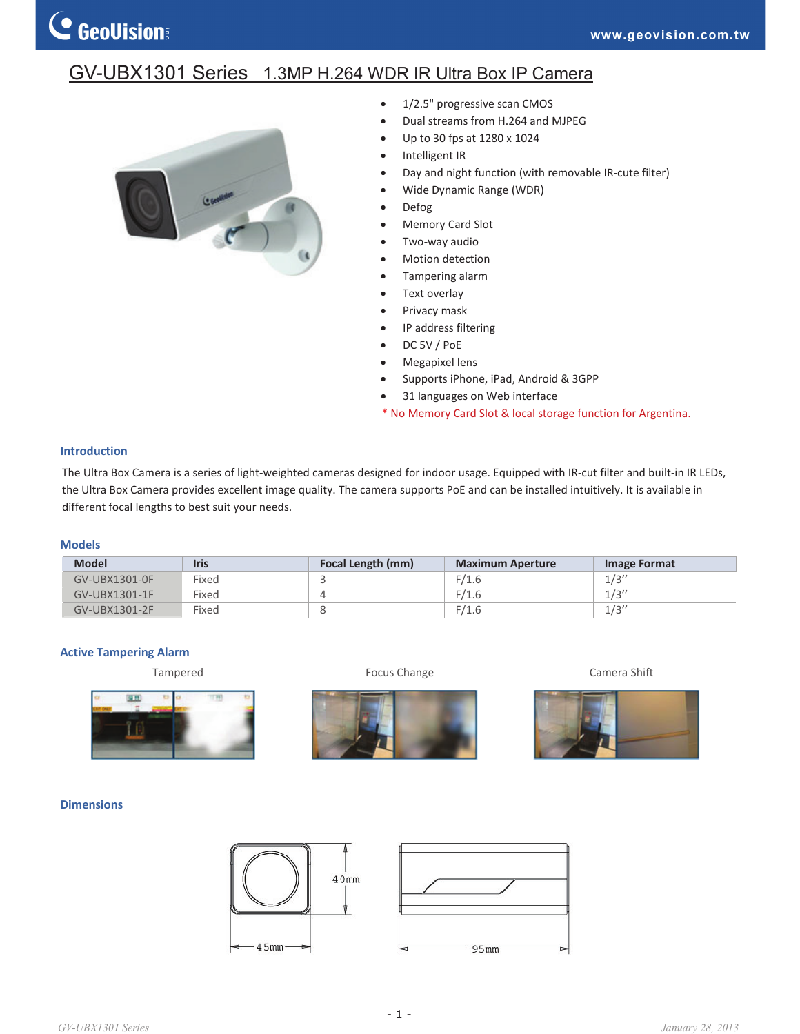# GV-UBX1301 Series 1.3MP H.264 WDR IR Ultra Box IP Camera

- 1/2.5" progressive scan CMOS
- Dual streams from H.264 and MJPEG
- Up to 30 fps at 1280 x 1024
- Intelligent IR
- Day and night function (with removable IR-cute filter)
- Wide Dynamic Range (WDR)
- Defog
- Memory Card Slot
- Two-way audio
- Motion detection
- Tampering alarm
- Text overlay
- Privacy mask
- IP address filtering
- DC 5V / PoE
- Megapixel lens
- Supports iPhone, iPad, Android & 3GPP
- 31 languages on Web interface

* No Memory Card Slot & local storage function for Argentina.

## Introduction

The Ultra Box Camera is a series of light-weighted cameras designed for indoor usage. Equipped with IR-cut filter and built-in IR LEDs, the Ultra Box Camera provides excellent image quality. The camera supports PoE and can be installed intuitively. It is available in different focal lengths to best suit your needs.

## Models

| Model | Iris | Focal Length (mm) | Maximum Aperture | Image Format |
|---|---|---|---|---|
| GV-UBX1301-0F | Fixed | 3 | F/1.6 | 1/3'' |
| GV-UBX1301-1F | Fixed | 4 | F/1.6 | 1/3'' |
| GV-UBX1301-2F | Fixed | 8 | F/1.6 | 1/3'' |

## Active Tampering Alarm

Tampered

Focus Change

Camera Shift

## Dimensions

40mm

45mm

95mm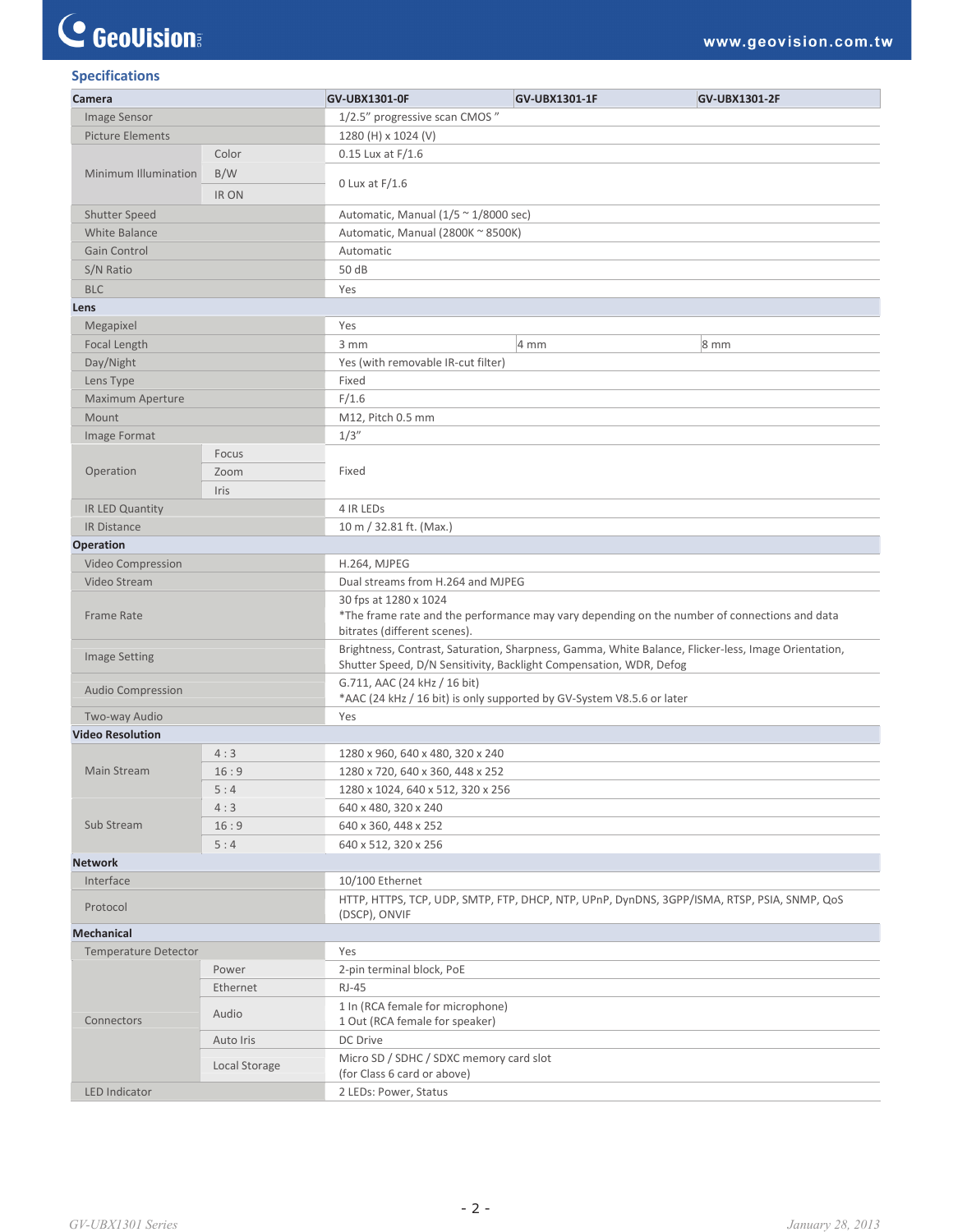## Specifications

| Camera | | GV-UBX1301-0F | GV-UBX1301-1F | GV-UBX1301-2F |
|---|---|---|---|---|
| Image Sensor | | 1/2.5" progressive scan CMOS " | | |
| Picture Elements | | 1280 (H) x 1024 (V) | | |
| Minimum Illumination | Color | 0.15 Lux at F/1.6 | | |
| | B/W | 0 Lux at F/1.6 | | |
| | IR ON | | | |
| Shutter Speed | | Automatic, Manual (1/5 ~ 1/8000 sec) | | |
| White Balance | | Automatic, Manual (2800K ~ 8500K) | | |
| Gain Control | | Automatic | | |
| S/N Ratio | | 50 dB | | |
| BLC | | Yes | | |
| **Lens** | | | | |
| Megapixel | | Yes | | |
| Focal Length | | 3 mm | 4 mm | 8 mm |
| Day/Night | | Yes (with removable IR-cut filter) | | |
| Lens Type | | Fixed | | |
| Maximum Aperture | | F/1.6 | | |
| Mount | | M12, Pitch 0.5 mm | | |
| Image Format | | 1/3" | | |
| Operation | Focus | Fixed | | |
| | Zoom | | | |
| | Iris | | | |
| IR LED Quantity | | 4 IR LEDs | | |
| IR Distance | | 10 m / 32.81 ft. (Max.) | | |
| **Operation** | | | | |
| Video Compression | | H.264, MJPEG | | |
| Video Stream | | Dual streams from H.264 and MJPEG | | |
| Frame Rate | | 30 fps at 1280 x 1024<br>*The frame rate and the performance may vary depending on the number of connections and data bitrates (different scenes). | | |
| Image Setting | | Brightness, Contrast, Saturation, Sharpness, Gamma, White Balance, Flicker-less, Image Orientation, Shutter Speed, D/N Sensitivity, Backlight Compensation, WDR, Defog | | |
| Audio Compression | | G.711, AAC (24 kHz / 16 bit)<br>*AAC (24 kHz / 16 bit) is only supported by GV-System V8.5.6 or later | | |
| Two-way Audio | | Yes | | |
| **Video Resolution** | | | | |
| Main Stream | 4 : 3 | 1280 x 960, 640 x 480, 320 x 240 | | |
| | 16 : 9 | 1280 x 720, 640 x 360, 448 x 252 | | |
| | 5 : 4 | 1280 x 1024, 640 x 512, 320 x 256 | | |
| Sub Stream | 4 : 3 | 640 x 480, 320 x 240 | | |
| | 16 : 9 | 640 x 360, 448 x 252 | | |
| | 5 : 4 | 640 x 512, 320 x 256 | | |
| **Network** | | | | |
| Interface | | 10/100 Ethernet | | |
| Protocol | | HTTP, HTTPS, TCP, UDP, SMTP, FTP, DHCP, NTP, UPnP, DynDNS, 3GPP/ISMA, RTSP, PSIA, SNMP, QoS (DSCP), ONVIF | | |
| **Mechanical** | | | | |
| Temperature Detector | | Yes | | |
| Connectors | Power | 2-pin terminal block, PoE | | |
| | Ethernet | RJ-45 | | |
| | Audio | 1 In (RCA female for microphone)<br>1 Out (RCA female for speaker) | | |
| | Auto Iris | DC Drive | | |
| | Local Storage | Micro SD / SDHC / SDXC memory card slot<br>(for Class 6 card or above) | | |
| LED Indicator | | 2 LEDs: Power, Status | | |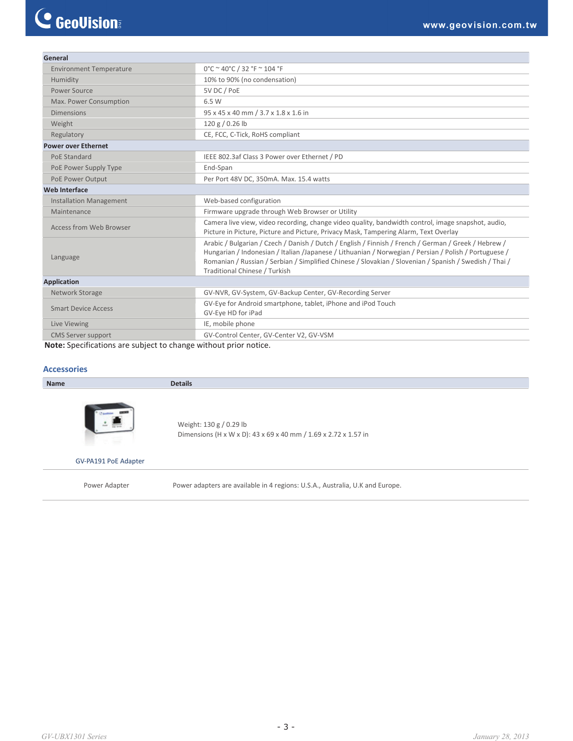| | |
|---|---|
| **General** | |
| Environment Temperature | 0°C ~ 40°C / 32 °F ~ 104 °F |
| Humidity | 10% to 90% (no condensation) |
| Power Source | 5V DC / PoE |
| Max. Power Consumption | 6.5 W |
| Dimensions | 95 x 45 x 40 mm / 3.7 x 1.8 x 1.6 in |
| Weight | 120 g / 0.26 lb |
| Regulatory | CE, FCC, C-Tick, RoHS compliant |
| **Power over Ethernet** | |
| PoE Standard | IEEE 802.3af Class 3 Power over Ethernet / PD |
| PoE Power Supply Type | End-Span |
| PoE Power Output | Per Port 48V DC, 350mA. Max. 15.4 watts |
| **Web Interface** | |
| Installation Management | Web-based configuration |
| Maintenance | Firmware upgrade through Web Browser or Utility |
| Access from Web Browser | Camera live view, video recording, change video quality, bandwidth control, image snapshot, audio, Picture in Picture, Picture and Picture, Privacy Mask, Tampering Alarm, Text Overlay |
| Language | Arabic / Bulgarian / Czech / Danish / Dutch / English / Finnish / French / German / Greek / Hebrew / Hungarian / Indonesian / Italian /Japanese / Lithuanian / Norwegian / Persian / Polish / Portuguese / Romanian / Russian / Serbian / Simplified Chinese / Slovakian / Slovenian / Spanish / Swedish / Thai / Traditional Chinese / Turkish |
| **Application** | |
| Network Storage | GV-NVR, GV-System, GV-Backup Center, GV-Recording Server |
| Smart Device Access | GV-Eye for Android smartphone, tablet, iPhone and iPod Touch<br>GV-Eye HD for iPad |
| Live Viewing | IE, mobile phone |
| CMS Server support | GV-Control Center, GV-Center V2, GV-VSM |

**Note:** Specifications are subject to change without prior notice.

## Accessories

| Name | Details |
|---|---|
| GV-PA191 PoE Adapter | Weight: 130 g / 0.29 lb<br>Dimensions (H x W x D): 43 x 69 x 40 mm / 1.69 x 2.72 x 1.57 in |
| Power Adapter | Power adapters are available in 4 regions: U.S.A., Australia, U.K and Europe. |